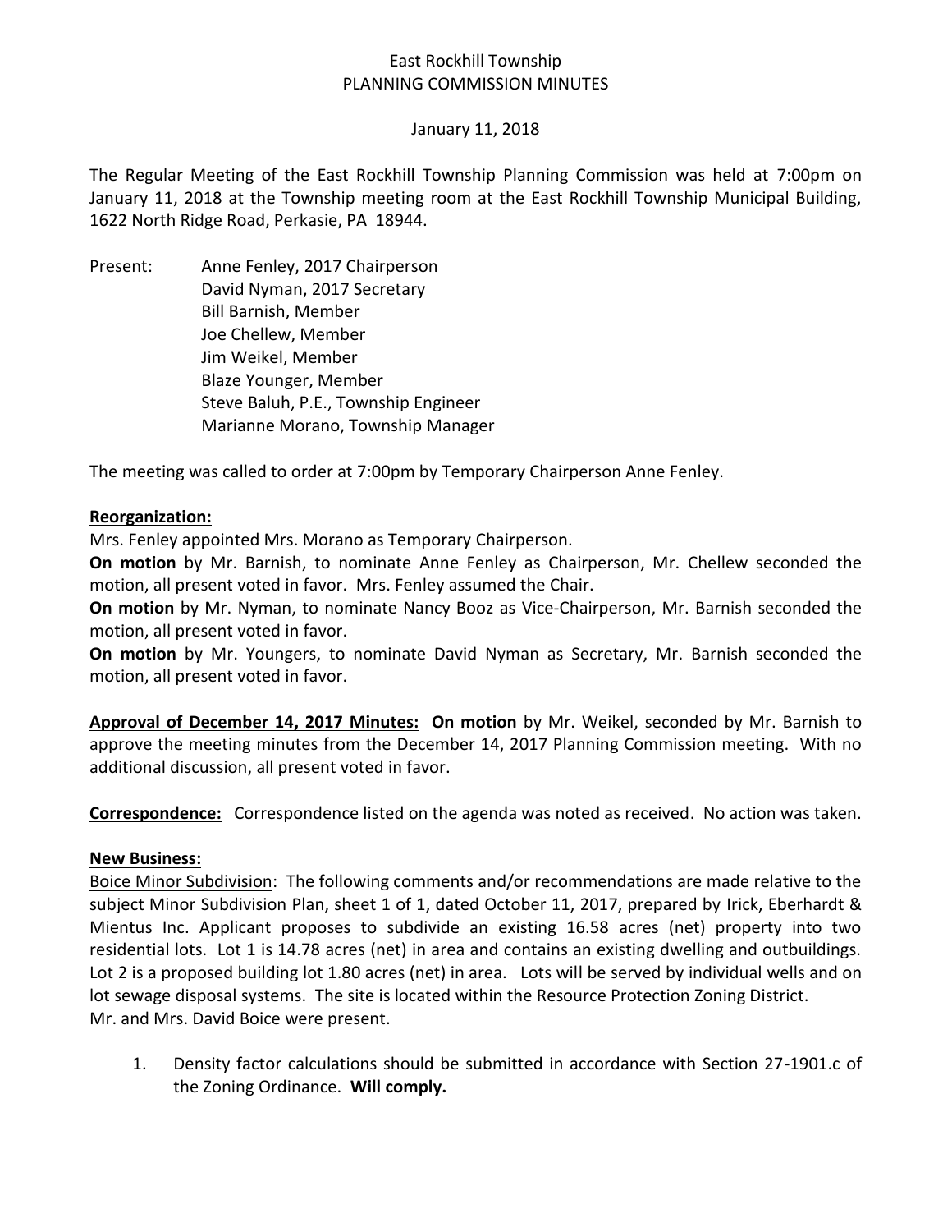East Rockhill Township
PLANNING COMMISSION MINUTES

January 11, 2018

The Regular Meeting of the East Rockhill Township Planning Commission was held at 7:00pm on January 11, 2018 at the Township meeting room at the East Rockhill Township Municipal Building, 1622 North Ridge Road, Perkasie, PA 18944.

Present:
- Anne Fenley, 2017 Chairperson
- David Nyman, 2017 Secretary
- Bill Barnish, Member
- Joe Chellew, Member
- Jim Weikel, Member
- Blaze Younger, Member
- Steve Baluh, P.E., Township Engineer
- Marianne Morano, Township Manager

The meeting was called to order at 7:00pm by Temporary Chairperson Anne Fenley.

**Reorganization:**

Mrs. Fenley appointed Mrs. Morano as Temporary Chairperson.

**On motion** by Mr. Barnish, to nominate Anne Fenley as Chairperson, Mr. Chellew seconded the motion, all present voted in favor. Mrs. Fenley assumed the Chair.

**On motion** by Mr. Nyman, to nominate Nancy Booz as Vice-Chairperson, Mr. Barnish seconded the motion, all present voted in favor.

**On motion** by Mr. Youngers, to nominate David Nyman as Secretary, Mr. Barnish seconded the motion, all present voted in favor.

**Approval of December 14, 2017 Minutes:** **On motion** by Mr. Weikel, seconded by Mr. Barnish to approve the meeting minutes from the December 14, 2017 Planning Commission meeting. With no additional discussion, all present voted in favor.

**Correspondence:** Correspondence listed on the agenda was noted as received. No action was taken.

**New Business:**

Boice Minor Subdivision: The following comments and/or recommendations are made relative to the subject Minor Subdivision Plan, sheet 1 of 1, dated October 11, 2017, prepared by Irick, Eberhardt & Mientus Inc. Applicant proposes to subdivide an existing 16.58 acres (net) property into two residential lots. Lot 1 is 14.78 acres (net) in area and contains an existing dwelling and outbuildings. Lot 2 is a proposed building lot 1.80 acres (net) in area. Lots will be served by individual wells and on lot sewage disposal systems. The site is located within the Resource Protection Zoning District.
Mr. and Mrs. David Boice were present.

1. Density factor calculations should be submitted in accordance with Section 27-1901.c of the Zoning Ordinance. **Will comply.**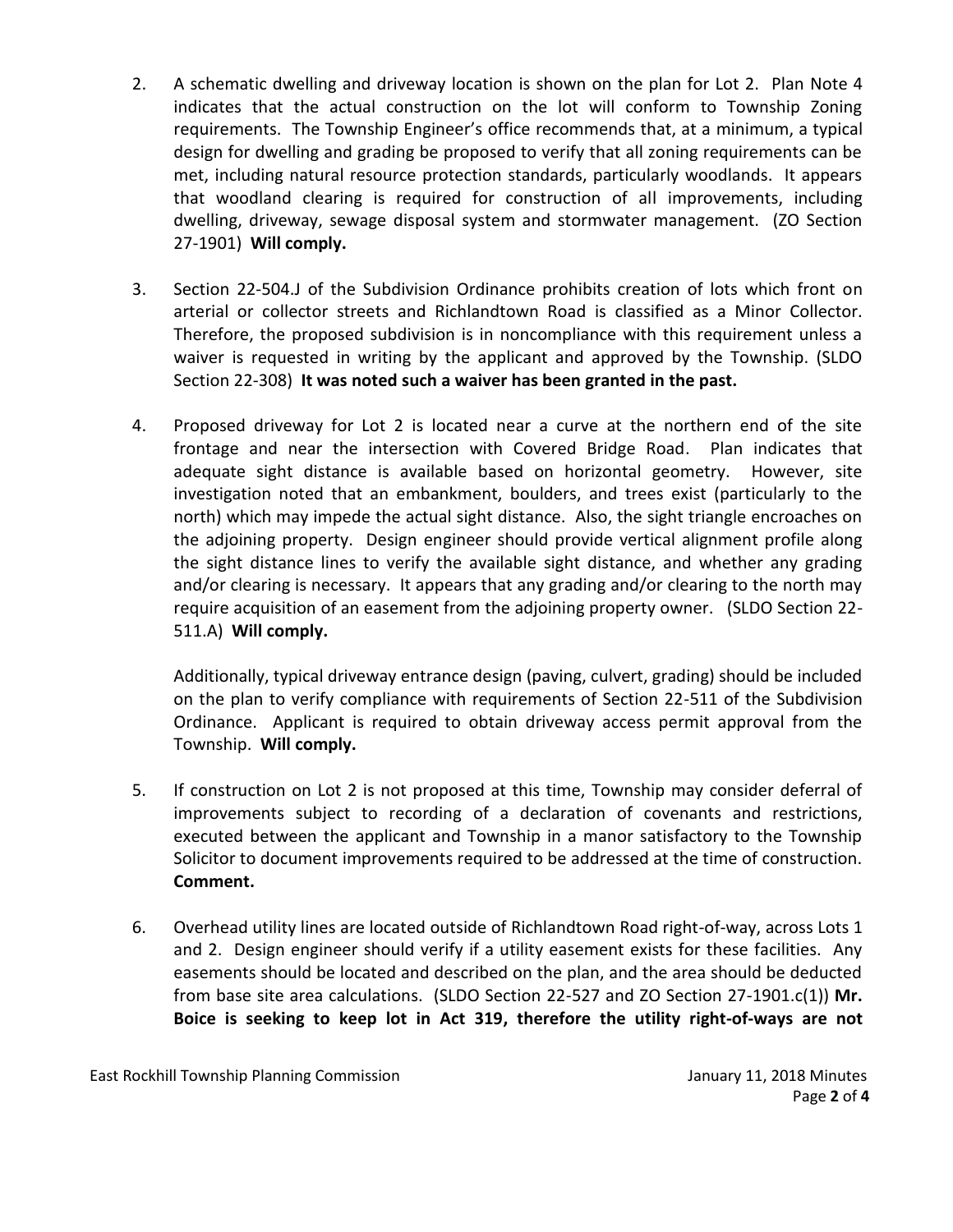2. A schematic dwelling and driveway location is shown on the plan for Lot 2. Plan Note 4 indicates that the actual construction on the lot will conform to Township Zoning requirements. The Township Engineer's office recommends that, at a minimum, a typical design for dwelling and grading be proposed to verify that all zoning requirements can be met, including natural resource protection standards, particularly woodlands. It appears that woodland clearing is required for construction of all improvements, including dwelling, driveway, sewage disposal system and stormwater management. (ZO Section 27-1901) **Will comply.**

3. Section 22-504.J of the Subdivision Ordinance prohibits creation of lots which front on arterial or collector streets and Richlandtown Road is classified as a Minor Collector. Therefore, the proposed subdivision is in noncompliance with this requirement unless a waiver is requested in writing by the applicant and approved by the Township. (SLDO Section 22-308) **It was noted such a waiver has been granted in the past.**

4. Proposed driveway for Lot 2 is located near a curve at the northern end of the site frontage and near the intersection with Covered Bridge Road. Plan indicates that adequate sight distance is available based on horizontal geometry. However, site investigation noted that an embankment, boulders, and trees exist (particularly to the north) which may impede the actual sight distance. Also, the sight triangle encroaches on the adjoining property. Design engineer should provide vertical alignment profile along the sight distance lines to verify the available sight distance, and whether any grading and/or clearing is necessary. It appears that any grading and/or clearing to the north may require acquisition of an easement from the adjoining property owner. (SLDO Section 22-511.A) **Will comply.**

   Additionally, typical driveway entrance design (paving, culvert, grading) should be included on the plan to verify compliance with requirements of Section 22-511 of the Subdivision Ordinance. Applicant is required to obtain driveway access permit approval from the Township. **Will comply.**

5. If construction on Lot 2 is not proposed at this time, Township may consider deferral of improvements subject to recording of a declaration of covenants and restrictions, executed between the applicant and Township in a manor satisfactory to the Township Solicitor to document improvements required to be addressed at the time of construction. **Comment.**

6. Overhead utility lines are located outside of Richlandtown Road right-of-way, across Lots 1 and 2. Design engineer should verify if a utility easement exists for these facilities. Any easements should be located and described on the plan, and the area should be deducted from base site area calculations. (SLDO Section 22-527 and ZO Section 27-1901.c(1)) **Mr. Boice is seeking to keep lot in Act 319, therefore the utility right-of-ways are not**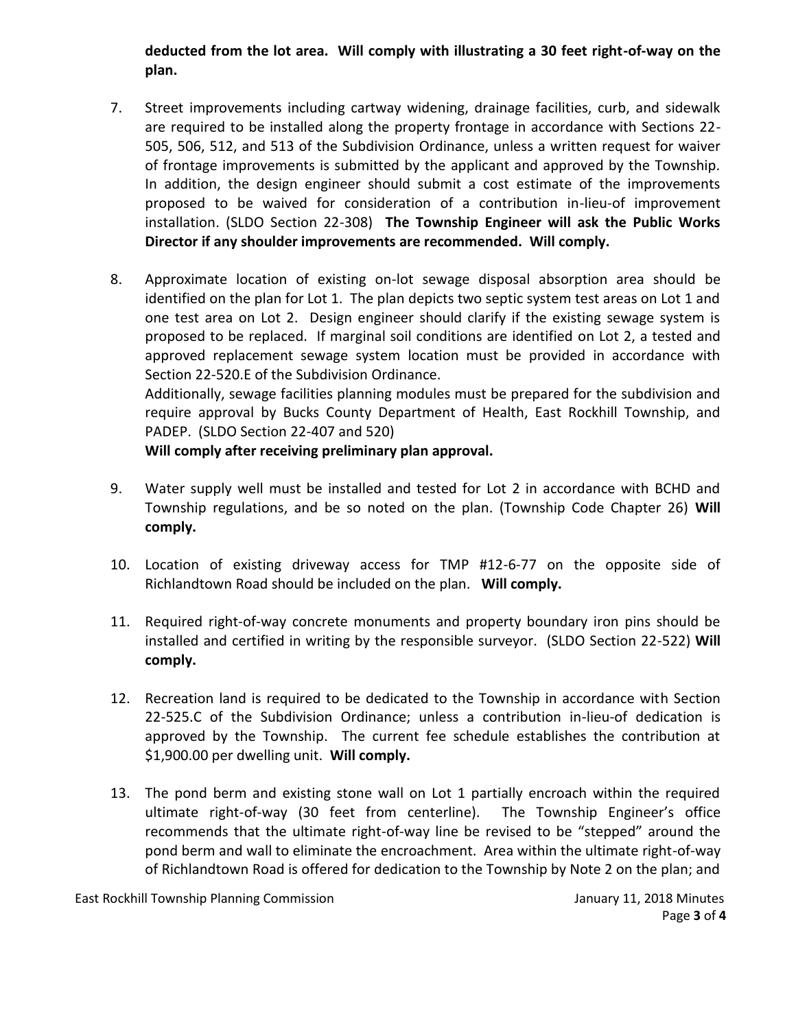**deducted from the lot area. Will comply with illustrating a 30 feet right-of-way on the plan.**

7. Street improvements including cartway widening, drainage facilities, curb, and sidewalk are required to be installed along the property frontage in accordance with Sections 22-505, 506, 512, and 513 of the Subdivision Ordinance, unless a written request for waiver of frontage improvements is submitted by the applicant and approved by the Township. In addition, the design engineer should submit a cost estimate of the improvements proposed to be waived for consideration of a contribution in-lieu-of improvement installation. (SLDO Section 22-308) **The Township Engineer will ask the Public Works Director if any shoulder improvements are recommended. Will comply.**

8. Approximate location of existing on-lot sewage disposal absorption area should be identified on the plan for Lot 1. The plan depicts two septic system test areas on Lot 1 and one test area on Lot 2. Design engineer should clarify if the existing sewage system is proposed to be replaced. If marginal soil conditions are identified on Lot 2, a tested and approved replacement sewage system location must be provided in accordance with Section 22-520.E of the Subdivision Ordinance.
   Additionally, sewage facilities planning modules must be prepared for the subdivision and require approval by Bucks County Department of Health, East Rockhill Township, and PADEP. (SLDO Section 22-407 and 520)
   **Will comply after receiving preliminary plan approval.**

9. Water supply well must be installed and tested for Lot 2 in accordance with BCHD and Township regulations, and be so noted on the plan. (Township Code Chapter 26) **Will comply.**

10. Location of existing driveway access for TMP #12-6-77 on the opposite side of Richlandtown Road should be included on the plan. **Will comply.**

11. Required right-of-way concrete monuments and property boundary iron pins should be installed and certified in writing by the responsible surveyor. (SLDO Section 22-522) **Will comply.**

12. Recreation land is required to be dedicated to the Township in accordance with Section 22-525.C of the Subdivision Ordinance; unless a contribution in-lieu-of dedication is approved by the Township. The current fee schedule establishes the contribution at $1,900.00 per dwelling unit. **Will comply.**

13. The pond berm and existing stone wall on Lot 1 partially encroach within the required ultimate right-of-way (30 feet from centerline). The Township Engineer's office recommends that the ultimate right-of-way line be revised to be "stepped" around the pond berm and wall to eliminate the encroachment. Area within the ultimate right-of-way of Richlandtown Road is offered for dedication to the Township by Note 2 on the plan; and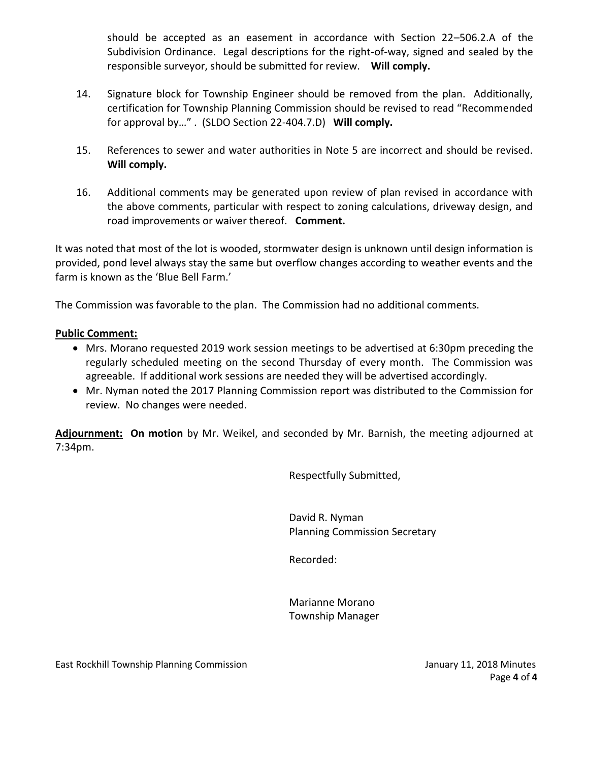should be accepted as an easement in accordance with Section 22–506.2.A of the Subdivision Ordinance. Legal descriptions for the right-of-way, signed and sealed by the responsible surveyor, should be submitted for review. **Will comply.**

14. Signature block for Township Engineer should be removed from the plan. Additionally, certification for Township Planning Commission should be revised to read "Recommended for approval by…" . (SLDO Section 22-404.7.D) **Will comply.**

15. References to sewer and water authorities in Note 5 are incorrect and should be revised. **Will comply.**

16. Additional comments may be generated upon review of plan revised in accordance with the above comments, particular with respect to zoning calculations, driveway design, and road improvements or waiver thereof. **Comment.**

It was noted that most of the lot is wooded, stormwater design is unknown until design information is provided, pond level always stay the same but overflow changes according to weather events and the farm is known as the 'Blue Bell Farm.'

The Commission was favorable to the plan. The Commission had no additional comments.

**Public Comment:**

- Mrs. Morano requested 2019 work session meetings to be advertised at 6:30pm preceding the regularly scheduled meeting on the second Thursday of every month. The Commission was agreeable. If additional work sessions are needed they will be advertised accordingly.
- Mr. Nyman noted the 2017 Planning Commission report was distributed to the Commission for review. No changes were needed.

**Adjournment: On motion** by Mr. Weikel, and seconded by Mr. Barnish, the meeting adjourned at 7:34pm.

Respectfully Submitted,

David R. Nyman
Planning Commission Secretary

Recorded:

Marianne Morano
Township Manager